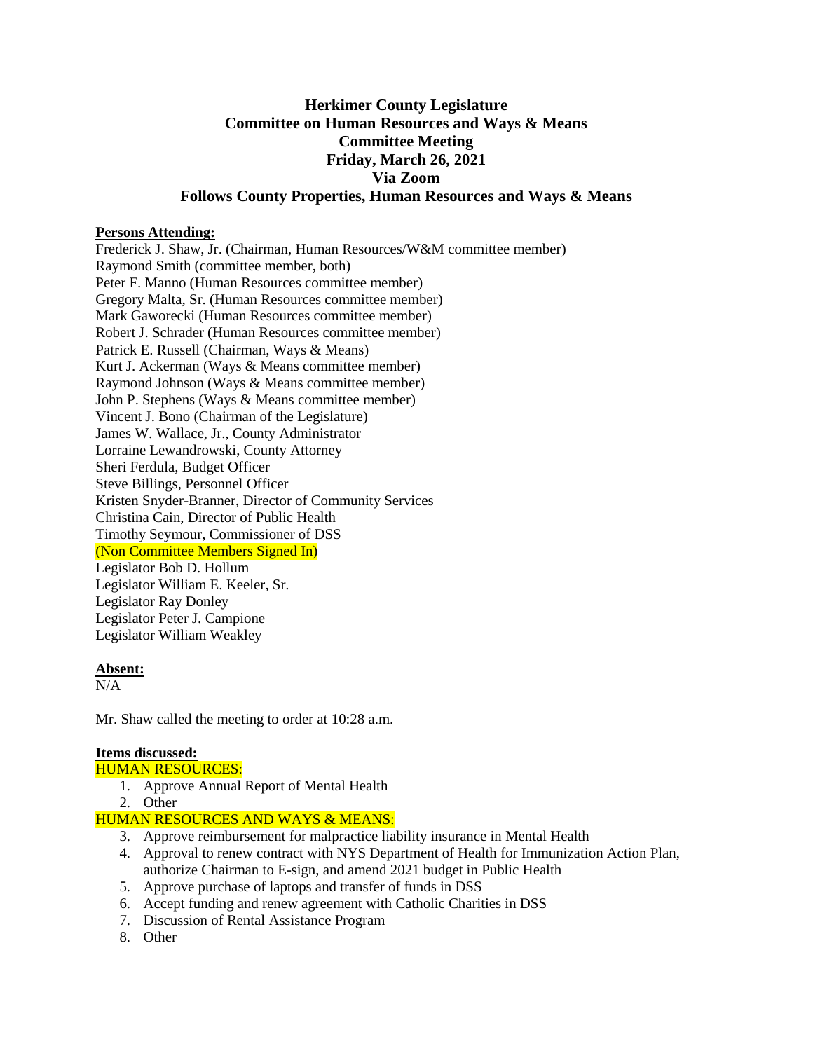# Herkimer County Legislature
## Committee on Human Resources and Ways & Means
## Committee Meeting
## Friday, March 26, 2021
## Via Zoom
## Follows County Properties, Human Resources and Ways & Means

**Persons Attending:**

Frederick J. Shaw, Jr. (Chairman, Human Resources/W&M committee member)
Raymond Smith (committee member, both)
Peter F. Manno (Human Resources committee member)
Gregory Malta, Sr. (Human Resources committee member)
Mark Gaworecki (Human Resources committee member)
Robert J. Schrader (Human Resources committee member)
Patrick E. Russell (Chairman, Ways & Means)
Kurt J. Ackerman (Ways & Means committee member)
Raymond Johnson (Ways & Means committee member)
John P. Stephens (Ways & Means committee member)
Vincent J. Bono (Chairman of the Legislature)
James W. Wallace, Jr., County Administrator
Lorraine Lewandrowski, County Attorney
Sheri Ferdula, Budget Officer
Steve Billings, Personnel Officer
Kristen Snyder-Branner, Director of Community Services
Christina Cain, Director of Public Health
Timothy Seymour, Commissioner of DSS
(Non Committee Members Signed In)
Legislator Bob D. Hollum
Legislator William E. Keeler, Sr.
Legislator Ray Donley
Legislator Peter J. Campione
Legislator William Weakley

**Absent:**

N/A

Mr. Shaw called the meeting to order at 10:28 a.m.

**Items discussed:**

HUMAN RESOURCES:

1. Approve Annual Report of Mental Health
2. Other

HUMAN RESOURCES AND WAYS & MEANS:

3. Approve reimbursement for malpractice liability insurance in Mental Health
4. Approval to renew contract with NYS Department of Health for Immunization Action Plan, authorize Chairman to E-sign, and amend 2021 budget in Public Health
5. Approve purchase of laptops and transfer of funds in DSS
6. Accept funding and renew agreement with Catholic Charities in DSS
7. Discussion of Rental Assistance Program
8. Other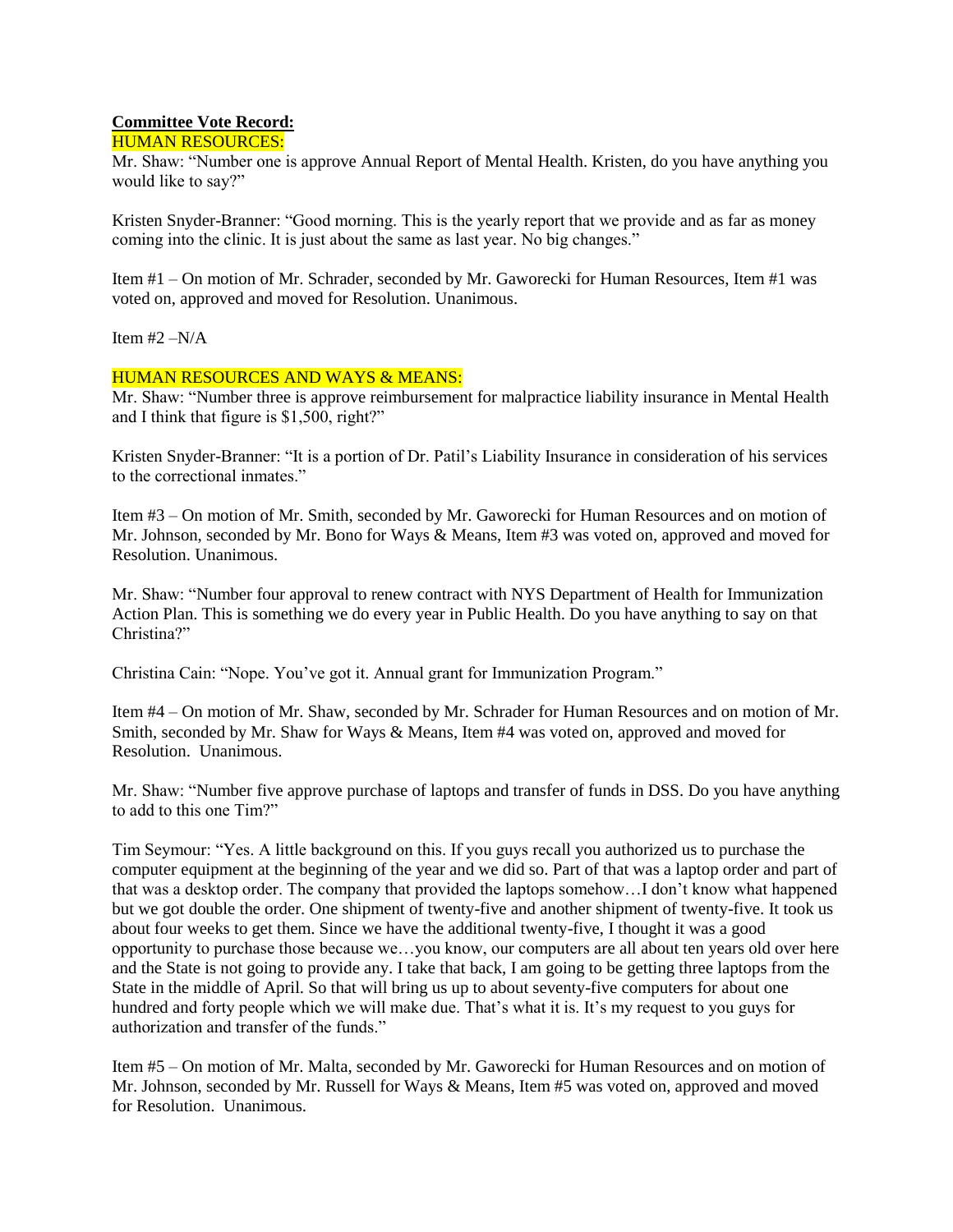**Committee Vote Record:**

HUMAN RESOURCES:

Mr. Shaw: "Number one is approve Annual Report of Mental Health. Kristen, do you have anything you would like to say?"

Kristen Snyder-Branner: "Good morning. This is the yearly report that we provide and as far as money coming into the clinic. It is just about the same as last year. No big changes."

Item #1 – On motion of Mr. Schrader, seconded by Mr. Gaworecki for Human Resources, Item #1 was voted on, approved and moved for Resolution. Unanimous.

Item #2 –N/A

HUMAN RESOURCES AND WAYS & MEANS:

Mr. Shaw: "Number three is approve reimbursement for malpractice liability insurance in Mental Health and I think that figure is $1,500, right?"

Kristen Snyder-Branner: "It is a portion of Dr. Patil's Liability Insurance in consideration of his services to the correctional inmates."

Item #3 – On motion of Mr. Smith, seconded by Mr. Gaworecki for Human Resources and on motion of Mr. Johnson, seconded by Mr. Bono for Ways & Means, Item #3 was voted on, approved and moved for Resolution. Unanimous.

Mr. Shaw: "Number four approval to renew contract with NYS Department of Health for Immunization Action Plan. This is something we do every year in Public Health. Do you have anything to say on that Christina?"

Christina Cain: "Nope. You've got it. Annual grant for Immunization Program."

Item #4 – On motion of Mr. Shaw, seconded by Mr. Schrader for Human Resources and on motion of Mr. Smith, seconded by Mr. Shaw for Ways & Means, Item #4 was voted on, approved and moved for Resolution. Unanimous.

Mr. Shaw: "Number five approve purchase of laptops and transfer of funds in DSS. Do you have anything to add to this one Tim?"

Tim Seymour: "Yes. A little background on this. If you guys recall you authorized us to purchase the computer equipment at the beginning of the year and we did so. Part of that was a laptop order and part of that was a desktop order. The company that provided the laptops somehow…I don't know what happened but we got double the order. One shipment of twenty-five and another shipment of twenty-five. It took us about four weeks to get them. Since we have the additional twenty-five, I thought it was a good opportunity to purchase those because we…you know, our computers are all about ten years old over here and the State is not going to provide any. I take that back, I am going to be getting three laptops from the State in the middle of April. So that will bring us up to about seventy-five computers for about one hundred and forty people which we will make due. That's what it is. It's my request to you guys for authorization and transfer of the funds."

Item #5 – On motion of Mr. Malta, seconded by Mr. Gaworecki for Human Resources and on motion of Mr. Johnson, seconded by Mr. Russell for Ways & Means, Item #5 was voted on, approved and moved for Resolution. Unanimous.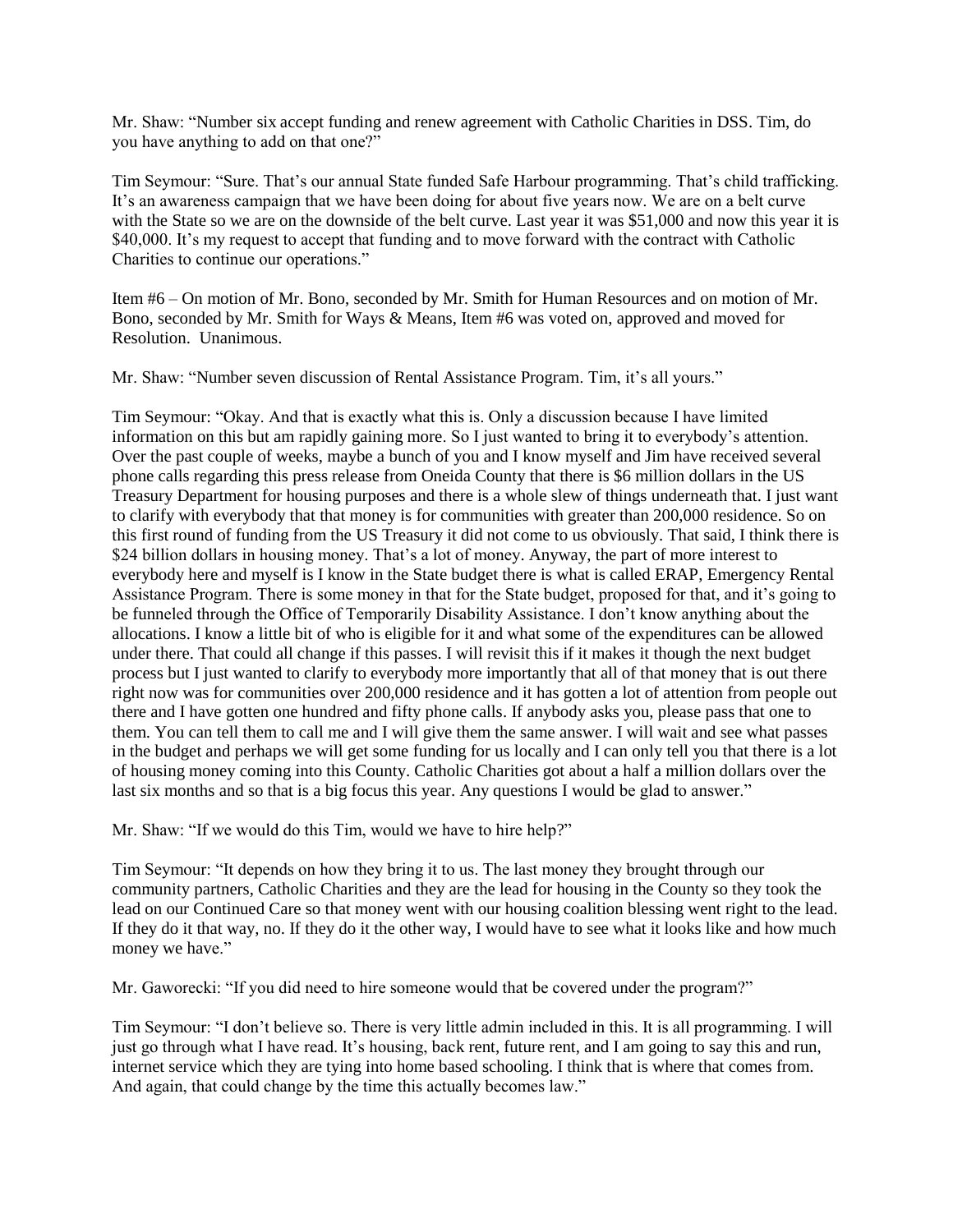Mr. Shaw: "Number six accept funding and renew agreement with Catholic Charities in DSS. Tim, do you have anything to add on that one?"

Tim Seymour: "Sure. That's our annual State funded Safe Harbour programming. That's child trafficking. It's an awareness campaign that we have been doing for about five years now. We are on a belt curve with the State so we are on the downside of the belt curve. Last year it was $51,000 and now this year it is $40,000. It's my request to accept that funding and to move forward with the contract with Catholic Charities to continue our operations."

Item #6 – On motion of Mr. Bono, seconded by Mr. Smith for Human Resources and on motion of Mr. Bono, seconded by Mr. Smith for Ways & Means, Item #6 was voted on, approved and moved for Resolution. Unanimous.

Mr. Shaw: "Number seven discussion of Rental Assistance Program. Tim, it's all yours."

Tim Seymour: "Okay. And that is exactly what this is. Only a discussion because I have limited information on this but am rapidly gaining more. So I just wanted to bring it to everybody's attention. Over the past couple of weeks, maybe a bunch of you and I know myself and Jim have received several phone calls regarding this press release from Oneida County that there is $6 million dollars in the US Treasury Department for housing purposes and there is a whole slew of things underneath that. I just want to clarify with everybody that that money is for communities with greater than 200,000 residence. So on this first round of funding from the US Treasury it did not come to us obviously. That said, I think there is $24 billion dollars in housing money. That's a lot of money. Anyway, the part of more interest to everybody here and myself is I know in the State budget there is what is called ERAP, Emergency Rental Assistance Program. There is some money in that for the State budget, proposed for that, and it's going to be funneled through the Office of Temporarily Disability Assistance. I don't know anything about the allocations. I know a little bit of who is eligible for it and what some of the expenditures can be allowed under there. That could all change if this passes. I will revisit this if it makes it though the next budget process but I just wanted to clarify to everybody more importantly that all of that money that is out there right now was for communities over 200,000 residence and it has gotten a lot of attention from people out there and I have gotten one hundred and fifty phone calls. If anybody asks you, please pass that one to them. You can tell them to call me and I will give them the same answer. I will wait and see what passes in the budget and perhaps we will get some funding for us locally and I can only tell you that there is a lot of housing money coming into this County. Catholic Charities got about a half a million dollars over the last six months and so that is a big focus this year. Any questions I would be glad to answer."

Mr. Shaw: "If we would do this Tim, would we have to hire help?"

Tim Seymour: "It depends on how they bring it to us. The last money they brought through our community partners, Catholic Charities and they are the lead for housing in the County so they took the lead on our Continued Care so that money went with our housing coalition blessing went right to the lead. If they do it that way, no. If they do it the other way, I would have to see what it looks like and how much money we have."

Mr. Gaworecki: "If you did need to hire someone would that be covered under the program?"

Tim Seymour: "I don't believe so. There is very little admin included in this. It is all programming. I will just go through what I have read. It's housing, back rent, future rent, and I am going to say this and run, internet service which they are tying into home based schooling. I think that is where that comes from. And again, that could change by the time this actually becomes law."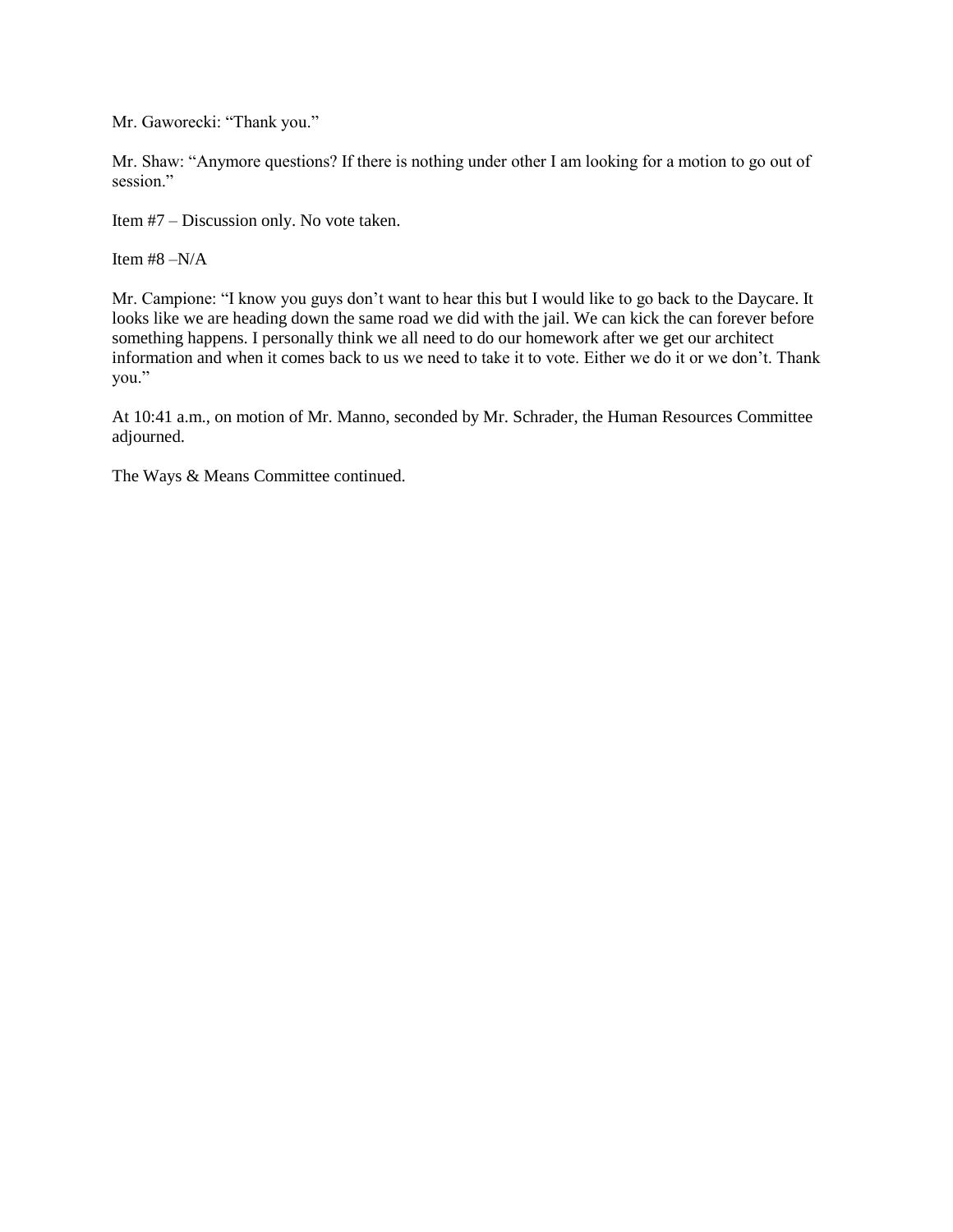Mr. Gaworecki: “Thank you.”

Mr. Shaw: “Anymore questions? If there is nothing under other I am looking for a motion to go out of session.”

Item #7 – Discussion only. No vote taken.

Item #8 –N/A

Mr. Campione: “I know you guys don’t want to hear this but I would like to go back to the Daycare. It looks like we are heading down the same road we did with the jail. We can kick the can forever before something happens. I personally think we all need to do our homework after we get our architect information and when it comes back to us we need to take it to vote. Either we do it or we don’t. Thank you.”

At 10:41 a.m., on motion of Mr. Manno, seconded by Mr. Schrader, the Human Resources Committee adjourned.

The Ways & Means Committee continued.